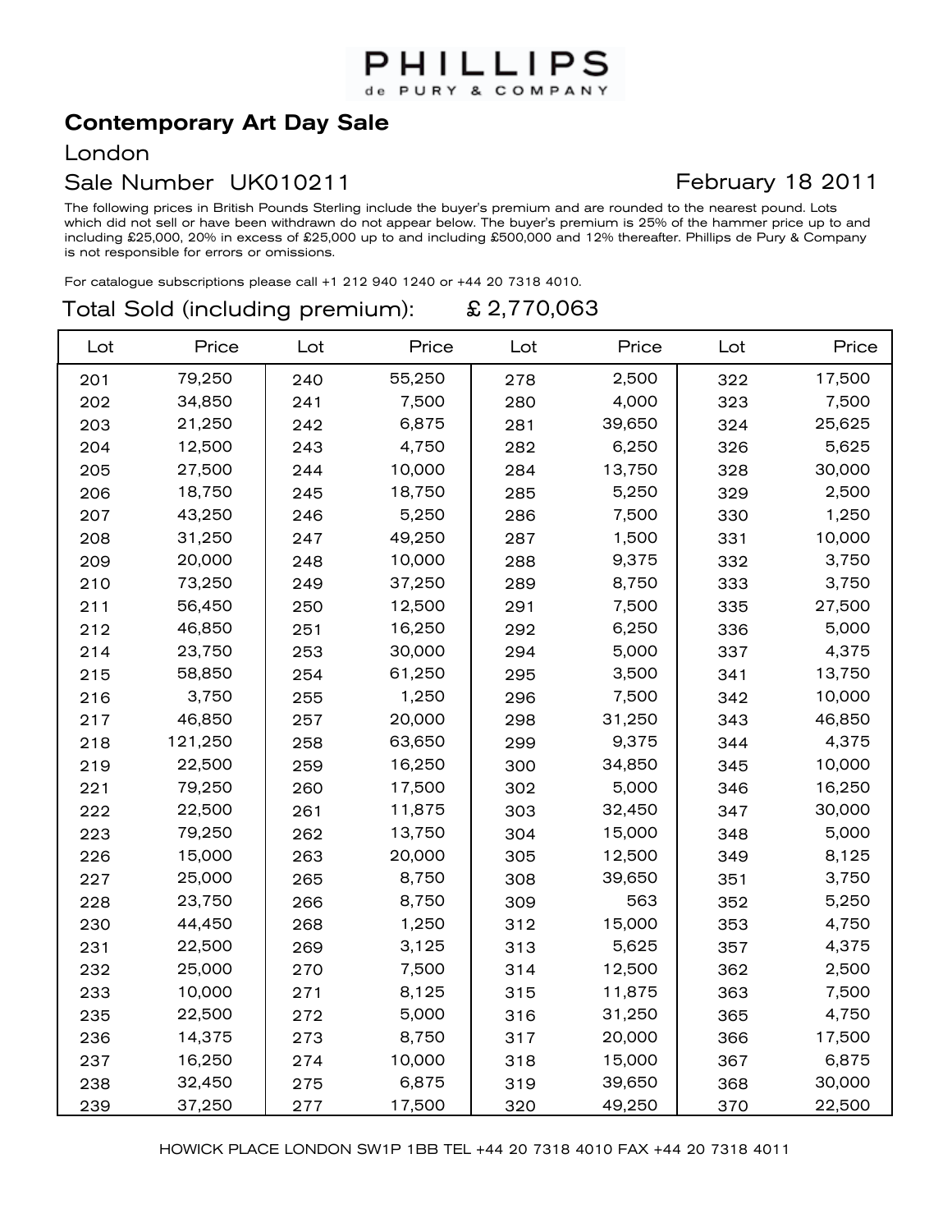PHILLIPS
de PURY & COMPANY

## Contemporary Art Day Sale

London

Sale Number UK010211 February 18 2011

The following prices in British Pounds Sterling include the buyer's premium and are rounded to the nearest pound. Lots which did not sell or have been withdrawn do not appear below. The buyer's premium is 25% of the hammer price up to and including £25,000, 20% in excess of £25,000 up to and including £500,000 and 12% thereafter. Phillips de Pury & Company is not responsible for errors or omissions.

For catalogue subscriptions please call +1 212 940 1240 or +44 20 7318 4010.

Total Sold (including premium): £ 2,770,063

| Lot | Price | Lot | Price | Lot | Price | Lot | Price |
|---|---|---|---|---|---|---|---|
| 201 | 79,250 | 240 | 55,250 | 278 | 2,500 | 322 | 17,500 |
| 202 | 34,850 | 241 | 7,500 | 280 | 4,000 | 323 | 7,500 |
| 203 | 21,250 | 242 | 6,875 | 281 | 39,650 | 324 | 25,625 |
| 204 | 12,500 | 243 | 4,750 | 282 | 6,250 | 326 | 5,625 |
| 205 | 27,500 | 244 | 10,000 | 284 | 13,750 | 328 | 30,000 |
| 206 | 18,750 | 245 | 18,750 | 285 | 5,250 | 329 | 2,500 |
| 207 | 43,250 | 246 | 5,250 | 286 | 7,500 | 330 | 1,250 |
| 208 | 31,250 | 247 | 49,250 | 287 | 1,500 | 331 | 10,000 |
| 209 | 20,000 | 248 | 10,000 | 288 | 9,375 | 332 | 3,750 |
| 210 | 73,250 | 249 | 37,250 | 289 | 8,750 | 333 | 3,750 |
| 211 | 56,450 | 250 | 12,500 | 291 | 7,500 | 335 | 27,500 |
| 212 | 46,850 | 251 | 16,250 | 292 | 6,250 | 336 | 5,000 |
| 214 | 23,750 | 253 | 30,000 | 294 | 5,000 | 337 | 4,375 |
| 215 | 58,850 | 254 | 61,250 | 295 | 3,500 | 341 | 13,750 |
| 216 | 3,750 | 255 | 1,250 | 296 | 7,500 | 342 | 10,000 |
| 217 | 46,850 | 257 | 20,000 | 298 | 31,250 | 343 | 46,850 |
| 218 | 121,250 | 258 | 63,650 | 299 | 9,375 | 344 | 4,375 |
| 219 | 22,500 | 259 | 16,250 | 300 | 34,850 | 345 | 10,000 |
| 221 | 79,250 | 260 | 17,500 | 302 | 5,000 | 346 | 16,250 |
| 222 | 22,500 | 261 | 11,875 | 303 | 32,450 | 347 | 30,000 |
| 223 | 79,250 | 262 | 13,750 | 304 | 15,000 | 348 | 5,000 |
| 226 | 15,000 | 263 | 20,000 | 305 | 12,500 | 349 | 8,125 |
| 227 | 25,000 | 265 | 8,750 | 308 | 39,650 | 351 | 3,750 |
| 228 | 23,750 | 266 | 8,750 | 309 | 563 | 352 | 5,250 |
| 230 | 44,450 | 268 | 1,250 | 312 | 15,000 | 353 | 4,750 |
| 231 | 22,500 | 269 | 3,125 | 313 | 5,625 | 357 | 4,375 |
| 232 | 25,000 | 270 | 7,500 | 314 | 12,500 | 362 | 2,500 |
| 233 | 10,000 | 271 | 8,125 | 315 | 11,875 | 363 | 7,500 |
| 235 | 22,500 | 272 | 5,000 | 316 | 31,250 | 365 | 4,750 |
| 236 | 14,375 | 273 | 8,750 | 317 | 20,000 | 366 | 17,500 |
| 237 | 16,250 | 274 | 10,000 | 318 | 15,000 | 367 | 6,875 |
| 238 | 32,450 | 275 | 6,875 | 319 | 39,650 | 368 | 30,000 |
| 239 | 37,250 | 277 | 17,500 | 320 | 49,250 | 370 | 22,500 |

HOWICK PLACE LONDON SW1P 1BB TEL +44 20 7318 4010 FAX +44 20 7318 4011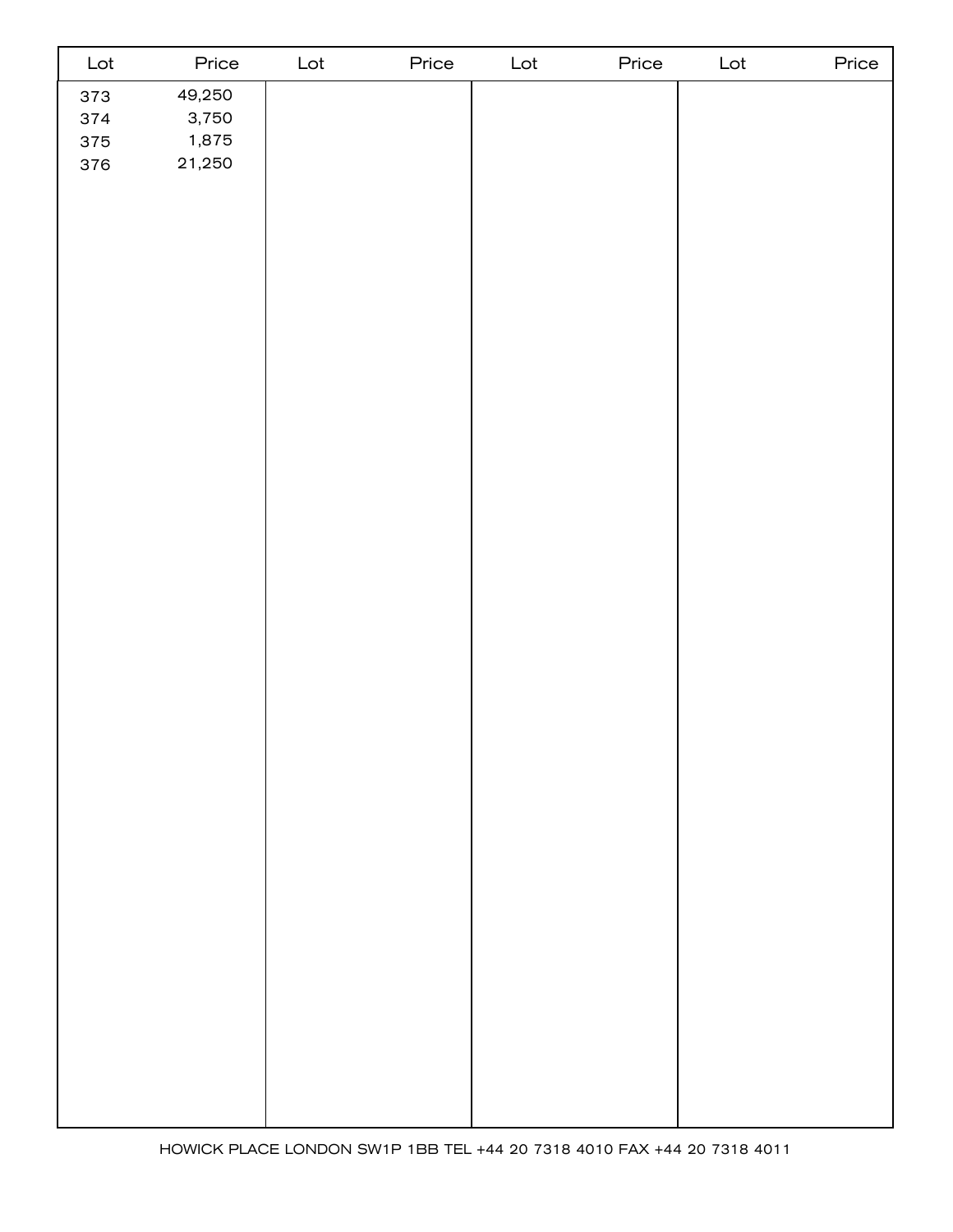| Lot | Price | Lot | Price | Lot | Price | Lot | Price |
|---|---|---|---|---|---|---|---|
| 373 | 49,250 | | | | | | |
| 374 | 3,750 | | | | | | |
| 375 | 1,875 | | | | | | |
| 376 | 21,250 | | | | | | |

HOWICK PLACE LONDON SW1P 1BB TEL +44 20 7318 4010 FAX +44 20 7318 4011